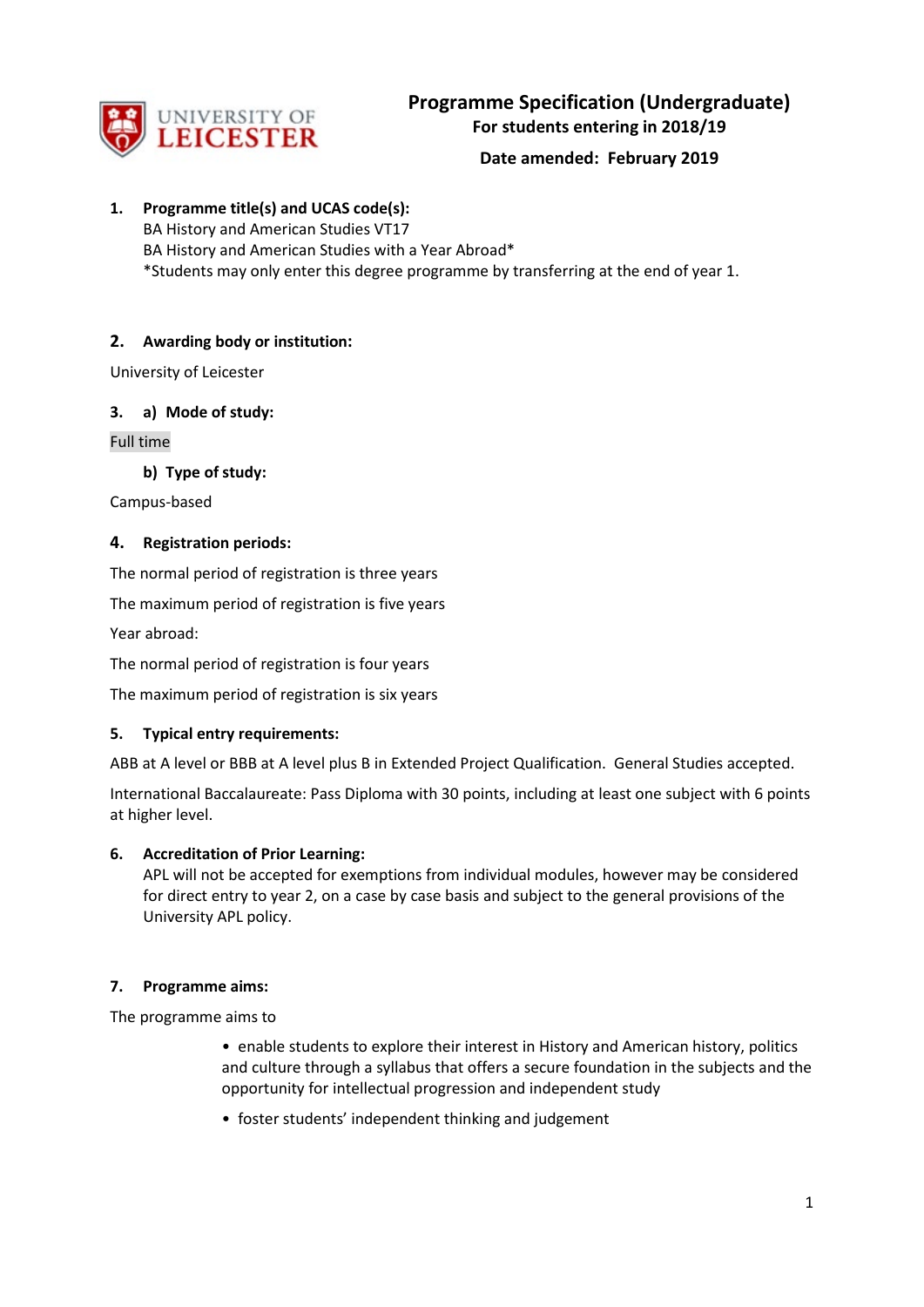UNIVERSITY OF LEICESTER

# Programme Specification (Undergraduate)

**For students entering in 2018/19**

**Date amended: February 2019**

## 1. Programme title(s) and UCAS code(s):

BA History and American Studies VT17
BA History and American Studies with a Year Abroad*
*Students may only enter this degree programme by transferring at the end of year 1.

## 2. Awarding body or institution:

University of Leicester

## 3. a) Mode of study:

Full time

### b) Type of study:

Campus-based

## 4. Registration periods:

The normal period of registration is three years

The maximum period of registration is five years

Year abroad:

The normal period of registration is four years

The maximum period of registration is six years

## 5. Typical entry requirements:

ABB at A level or BBB at A level plus B in Extended Project Qualification. General Studies accepted.

International Baccalaureate: Pass Diploma with 30 points, including at least one subject with 6 points at higher level.

## 6. Accreditation of Prior Learning:

APL will not be accepted for exemptions from individual modules, however may be considered for direct entry to year 2, on a case by case basis and subject to the general provisions of the University APL policy.

## 7. Programme aims:

The programme aims to

- enable students to explore their interest in History and American history, politics and culture through a syllabus that offers a secure foundation in the subjects and the opportunity for intellectual progression and independent study
- foster students' independent thinking and judgement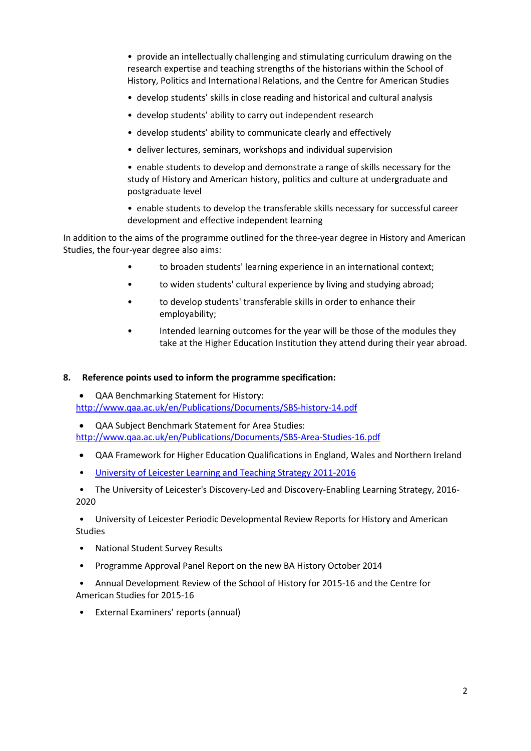- provide an intellectually challenging and stimulating curriculum drawing on the research expertise and teaching strengths of the historians within the School of History, Politics and International Relations, and the Centre for American Studies
- develop students' skills in close reading and historical and cultural analysis
- develop students' ability to carry out independent research
- develop students' ability to communicate clearly and effectively
- deliver lectures, seminars, workshops and individual supervision
- enable students to develop and demonstrate a range of skills necessary for the study of History and American history, politics and culture at undergraduate and postgraduate level
- enable students to develop the transferable skills necessary for successful career development and effective independent learning

In addition to the aims of the programme outlined for the three-year degree in History and American Studies, the four-year degree also aims:

- to broaden students' learning experience in an international context;
- to widen students' cultural experience by living and studying abroad;
- to develop students' transferable skills in order to enhance their employability;
- Intended learning outcomes for the year will be those of the modules they take at the Higher Education Institution they attend during their year abroad.

## 8. Reference points used to inform the programme specification:

- QAA Benchmarking Statement for History: [http://www.qaa.ac.uk/en/Publications/Documents/SBS-history-14.pdf](http://www.qaa.ac.uk/en/Publications/Documents/SBS-history-14.pdf)
- QAA Subject Benchmark Statement for Area Studies: [http://www.qaa.ac.uk/en/Publications/Documents/SBS-Area-Studies-16.pdf](http://www.qaa.ac.uk/en/Publications/Documents/SBS-Area-Studies-16.pdf)
- QAA Framework for Higher Education Qualifications in England, Wales and Northern Ireland
- University of Leicester Learning and Teaching Strategy 2011-2016
- The University of Leicester's Discovery-Led and Discovery-Enabling Learning Strategy, 2016-2020
- University of Leicester Periodic Developmental Review Reports for History and American Studies
- National Student Survey Results
- Programme Approval Panel Report on the new BA History October 2014
- Annual Development Review of the School of History for 2015-16 and the Centre for American Studies for 2015-16
- External Examiners' reports (annual)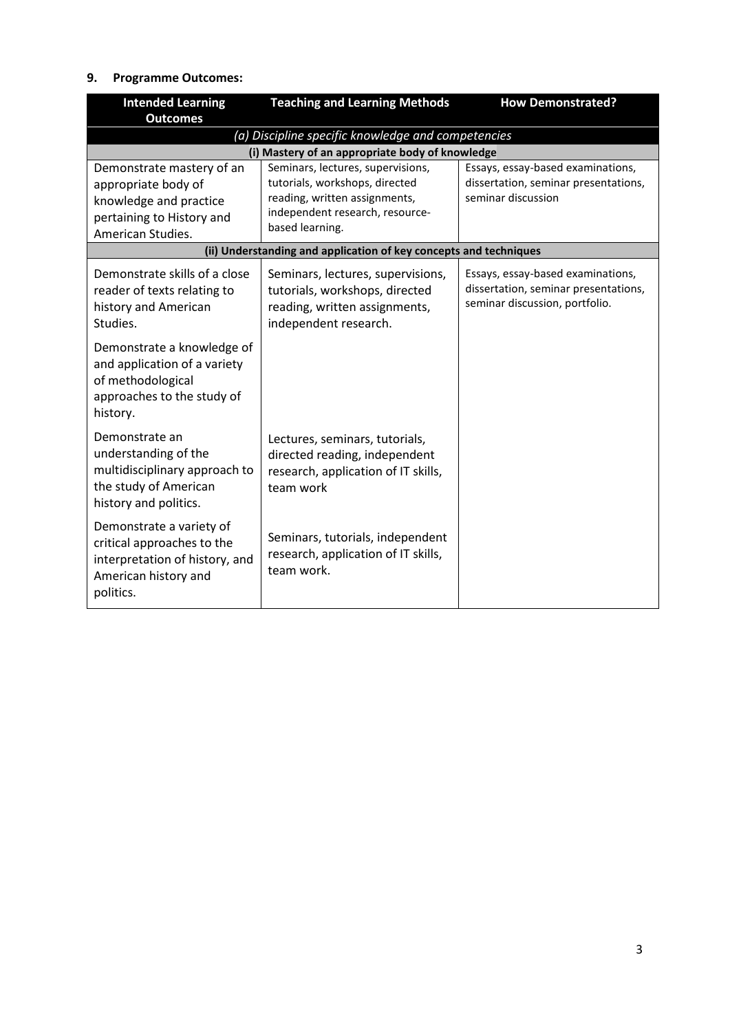## 9. Programme Outcomes:

| Intended Learning Outcomes | Teaching and Learning Methods | How Demonstrated? |
|---|---|---|
| *(a) Discipline specific knowledge and competencies* | | |
| **(i) Mastery of an appropriate body of knowledge** | | |
| Demonstrate mastery of an appropriate body of knowledge and practice pertaining to History and American Studies. | Seminars, lectures, supervisions, tutorials, workshops, directed reading, written assignments, independent research, resource-based learning. | Essays, essay-based examinations, dissertation, seminar presentations, seminar discussion |
| **(ii) Understanding and application of key concepts and techniques** | | |
| Demonstrate skills of a close reader of texts relating to history and American Studies. | Seminars, lectures, supervisions, tutorials, workshops, directed reading, written assignments, independent research. | Essays, essay-based examinations, dissertation, seminar presentations, seminar discussion, portfolio. |
| Demonstrate a knowledge of and application of a variety of methodological approaches to the study of history. | | |
| Demonstrate an understanding of the multidisciplinary approach to the study of American history and politics. | Lectures, seminars, tutorials, directed reading, independent research, application of IT skills, team work | |
| Demonstrate a variety of critical approaches to the interpretation of history, and American history and politics. | Seminars, tutorials, independent research, application of IT skills, team work. | |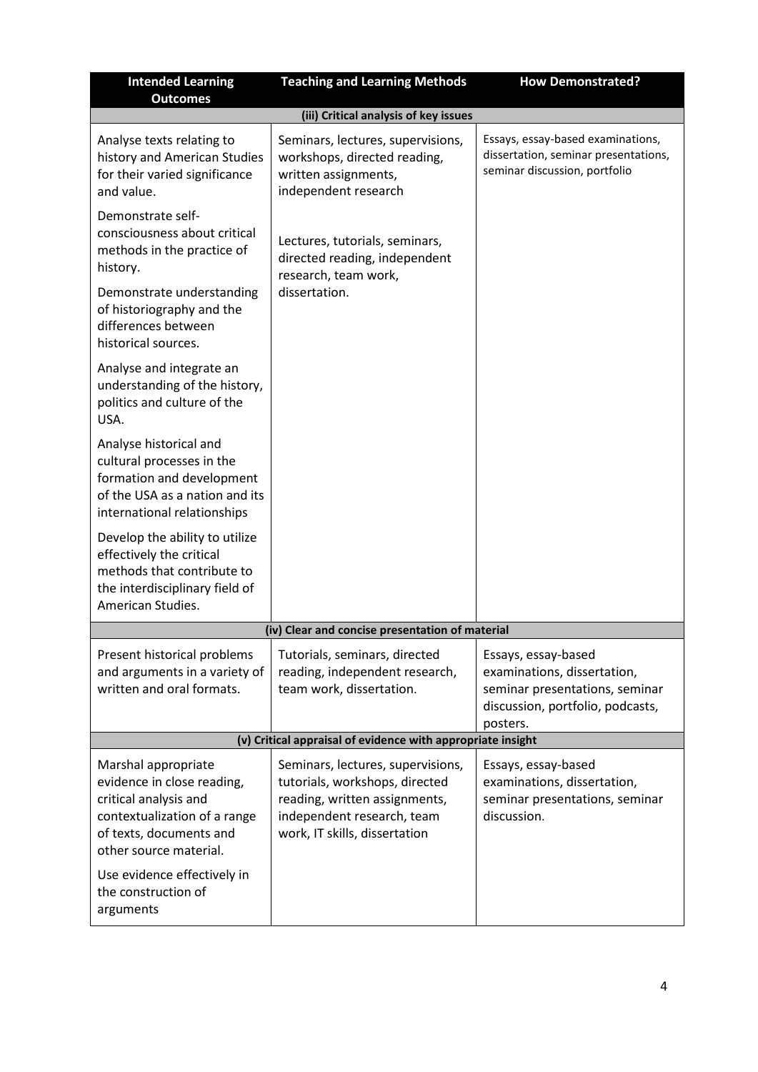| Intended Learning Outcomes | Teaching and Learning Methods | How Demonstrated? |
|---|---|---|
| **(iii) Critical analysis of key issues** | | |
| Analyse texts relating to history and American Studies for their varied significance and value. | Seminars, lectures, supervisions, workshops, directed reading, written assignments, independent research | Essays, essay-based examinations, dissertation, seminar presentations, seminar discussion, portfolio |
| Demonstrate self-consciousness about critical methods in the practice of history. | Lectures, tutorials, seminars, directed reading, independent research, team work, dissertation. | |
| Demonstrate understanding of historiography and the differences between historical sources. | | |
| Analyse and integrate an understanding of the history, politics and culture of the USA. | | |
| Analyse historical and cultural processes in the formation and development of the USA as a nation and its international relationships | | |
| Develop the ability to utilize effectively the critical methods that contribute to the interdisciplinary field of American Studies. | | |
| **(iv) Clear and concise presentation of material** | | |
| Present historical problems and arguments in a variety of written and oral formats. | Tutorials, seminars, directed reading, independent research, team work, dissertation. | Essays, essay-based examinations, dissertation, seminar presentations, seminar discussion, portfolio, podcasts, posters. |
| **(v) Critical appraisal of evidence with appropriate insight** | | |
| Marshal appropriate evidence in close reading, critical analysis and contextualization of a range of texts, documents and other source material. | Seminars, lectures, supervisions, tutorials, workshops, directed reading, written assignments, independent research, team work, IT skills, dissertation | Essays, essay-based examinations, dissertation, seminar presentations, seminar discussion. |
| Use evidence effectively in the construction of arguments | | |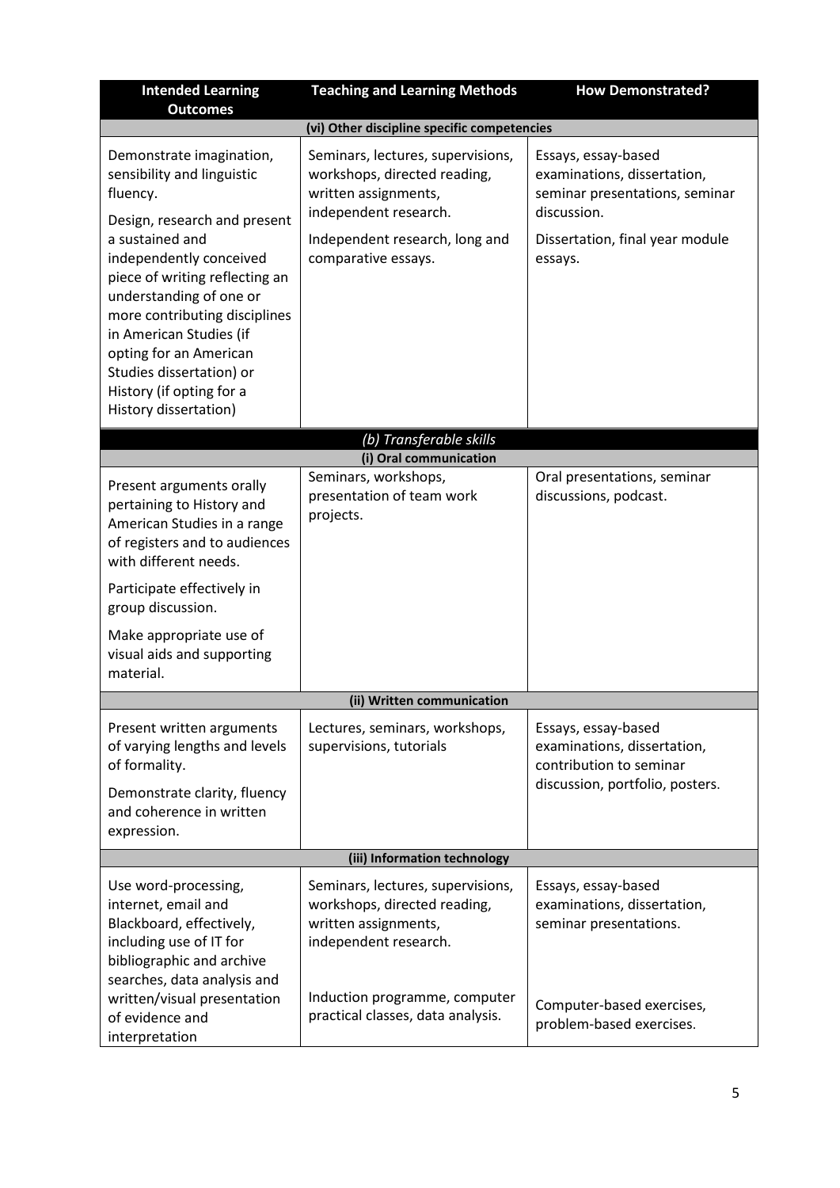| Intended Learning Outcomes | Teaching and Learning Methods | How Demonstrated? |
|---|---|---|
| **(vi) Other discipline specific competencies** | | |
| Demonstrate imagination, sensibility and linguistic fluency. | Seminars, lectures, supervisions, workshops, directed reading, written assignments, independent research. | Essays, essay-based examinations, dissertation, seminar presentations, seminar discussion. |
| Design, research and present a sustained and independently conceived piece of writing reflecting an understanding of one or more contributing disciplines in American Studies (if opting for an American Studies dissertation) or History (if opting for a History dissertation) | Independent research, long and comparative essays. | Dissertation, final year module essays. |
| ***(b) Transferable skills*** | | |
| **(i) Oral communication** | | |
| Present arguments orally pertaining to History and American Studies in a range of registers and to audiences with different needs.<br><br>Participate effectively in group discussion.<br><br>Make appropriate use of visual aids and supporting material. | Seminars, workshops, presentation of team work projects. | Oral presentations, seminar discussions, podcast. |
| **(ii) Written communication** | | |
| Present written arguments of varying lengths and levels of formality.<br><br>Demonstrate clarity, fluency and coherence in written expression. | Lectures, seminars, workshops, supervisions, tutorials | Essays, essay-based examinations, dissertation, contribution to seminar discussion, portfolio, posters. |
| **(iii) Information technology** | | |
| Use word-processing, internet, email and Blackboard, effectively, including use of IT for bibliographic and archive searches, data analysis and written/visual presentation of evidence and interpretation | Seminars, lectures, supervisions, workshops, directed reading, written assignments, independent research.<br><br>Induction programme, computer practical classes, data analysis. | Essays, essay-based examinations, dissertation, seminar presentations.<br><br>Computer-based exercises, problem-based exercises. |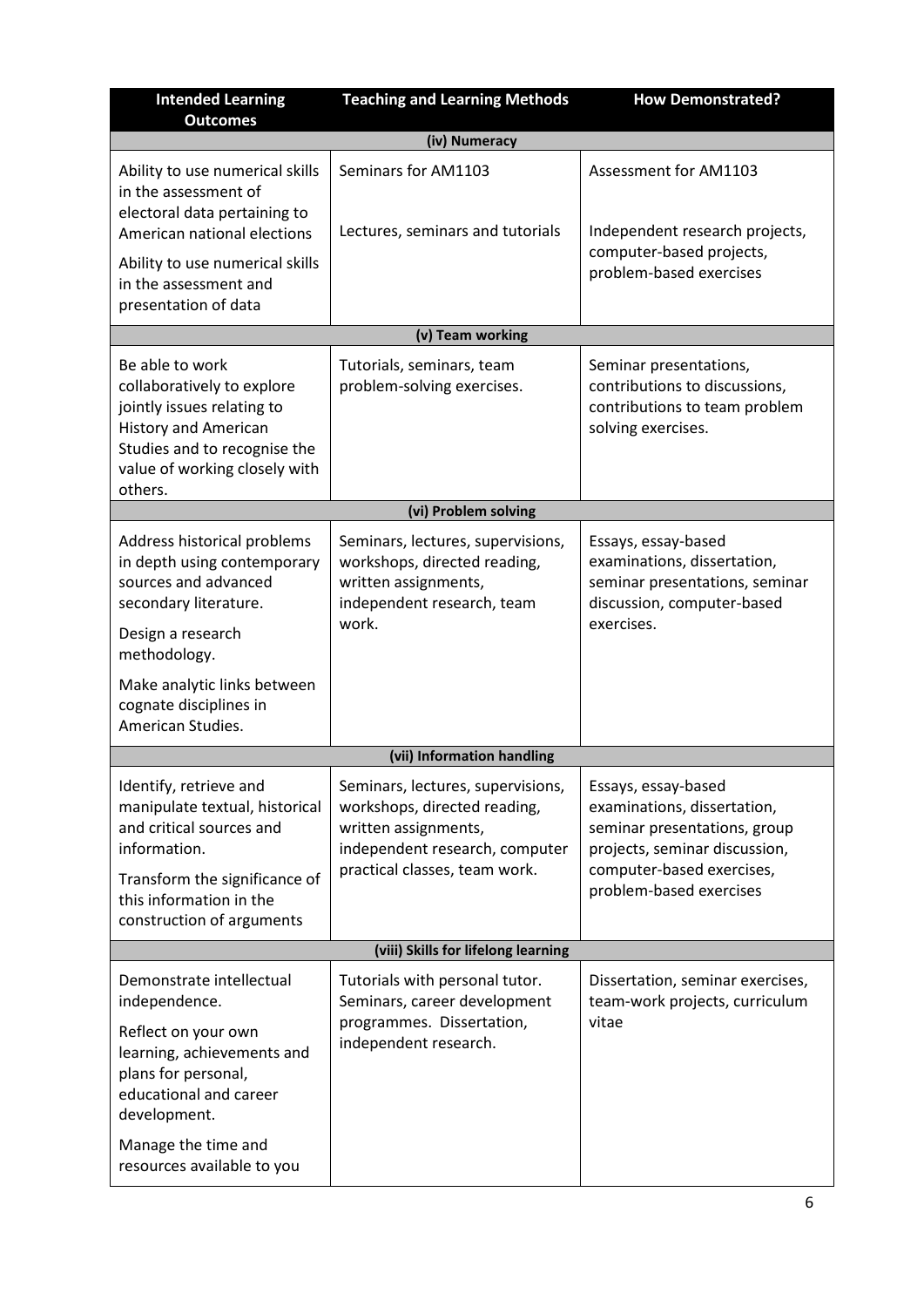| Intended Learning Outcomes | Teaching and Learning Methods | How Demonstrated? |
|---|---|---|
| **(iv) Numeracy** | | |
| Ability to use numerical skills in the assessment of electoral data pertaining to American national elections | Seminars for AM1103 | Assessment for AM1103 |
| Ability to use numerical skills in the assessment and presentation of data | Lectures, seminars and tutorials | Independent research projects, computer-based projects, problem-based exercises |
| **(v) Team working** | | |
| Be able to work collaboratively to explore jointly issues relating to History and American Studies and to recognise the value of working closely with others. | Tutorials, seminars, team problem-solving exercises. | Seminar presentations, contributions to discussions, contributions to team problem solving exercises. |
| **(vi) Problem solving** | | |
| Address historical problems in depth using contemporary sources and advanced secondary literature.<br><br>Design a research methodology.<br><br>Make analytic links between cognate disciplines in American Studies. | Seminars, lectures, supervisions, workshops, directed reading, written assignments, independent research, team work. | Essays, essay-based examinations, dissertation, seminar presentations, seminar discussion, computer-based exercises. |
| **(vii) Information handling** | | |
| Identify, retrieve and manipulate textual, historical and critical sources and information.<br><br>Transform the significance of this information in the construction of arguments | Seminars, lectures, supervisions, workshops, directed reading, written assignments, independent research, computer practical classes, team work. | Essays, essay-based examinations, dissertation, seminar presentations, group projects, seminar discussion, computer-based exercises, problem-based exercises |
| **(viii) Skills for lifelong learning** | | |
| Demonstrate intellectual independence.<br><br>Reflect on your own learning, achievements and plans for personal, educational and career development.<br><br>Manage the time and resources available to you | Tutorials with personal tutor. Seminars, career development programmes. Dissertation, independent research. | Dissertation, seminar exercises, team-work projects, curriculum vitae |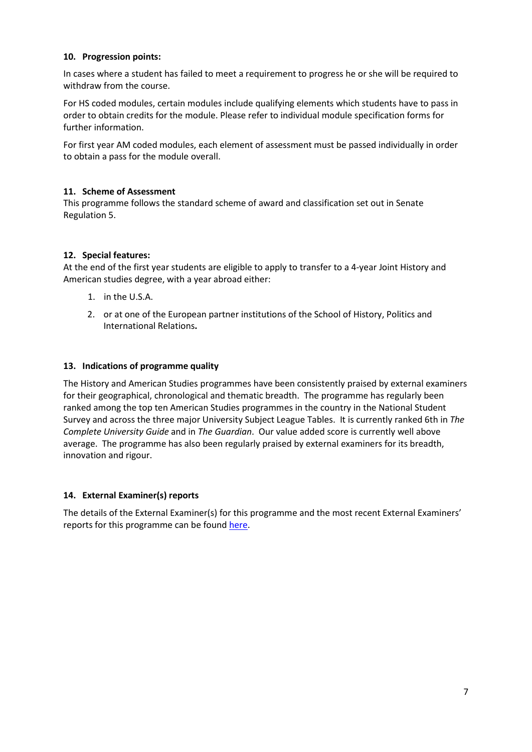## 10. Progression points:

In cases where a student has failed to meet a requirement to progress he or she will be required to withdraw from the course.

For HS coded modules, certain modules include qualifying elements which students have to pass in order to obtain credits for the module. Please refer to individual module specification forms for further information.

For first year AM coded modules, each element of assessment must be passed individually in order to obtain a pass for the module overall.

## 11. Scheme of Assessment

This programme follows the standard scheme of award and classification set out in Senate Regulation 5.

## 12. Special features:

At the end of the first year students are eligible to apply to transfer to a 4-year Joint History and American studies degree, with a year abroad either:

1. in the U.S.A.
2. or at one of the European partner institutions of the School of History, Politics and International Relations**.**

## 13. Indications of programme quality

The History and American Studies programmes have been consistently praised by external examiners for their geographical, chronological and thematic breadth. The programme has regularly been ranked among the top ten American Studies programmes in the country in the National Student Survey and across the three major University Subject League Tables. It is currently ranked 6th in *The Complete University Guide* and in *The Guardian*. Our value added score is currently well above average. The programme has also been regularly praised by external examiners for its breadth, innovation and rigour.

## 14. External Examiner(s) reports

The details of the External Examiner(s) for this programme and the most recent External Examiners' reports for this programme can be found here.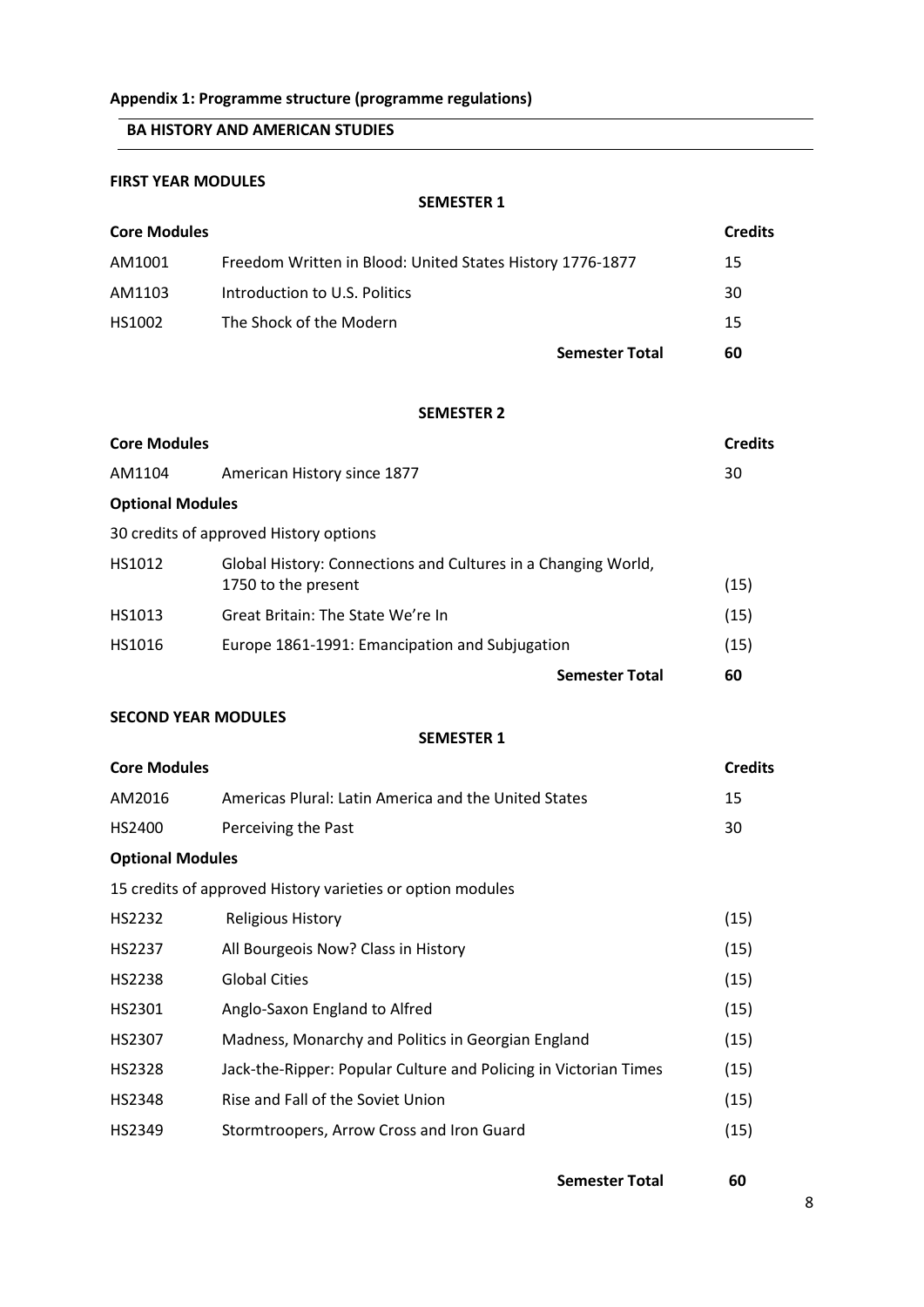**Appendix 1: Programme structure (programme regulations)**

## BA HISTORY AND AMERICAN STUDIES

### FIRST YEAR MODULES

**SEMESTER 1**

| **Core Modules** | | **Credits** |
|---|---|---|
| AM1001 | Freedom Written in Blood: United States History 1776-1877 | 15 |
| AM1103 | Introduction to U.S. Politics | 30 |
| HS1002 | The Shock of the Modern | 15 |
| | **Semester Total** | **60** |

**SEMESTER 2**

| **Core Modules** | | **Credits** |
|---|---|---|
| AM1104 | American History since 1877 | 30 |
| **Optional Modules** | | |
| 30 credits of approved History options | | |
| HS1012 | Global History: Connections and Cultures in a Changing World, 1750 to the present | (15) |
| HS1013 | Great Britain: The State We're In | (15) |
| HS1016 | Europe 1861-1991: Emancipation and Subjugation | (15) |
| | **Semester Total** | **60** |

### SECOND YEAR MODULES

**SEMESTER 1**

| **Core Modules** | | **Credits** |
|---|---|---|
| AM2016 | Americas Plural: Latin America and the United States | 15 |
| HS2400 | Perceiving the Past | 30 |
| **Optional Modules** | | |
| 15 credits of approved History varieties or option modules | | |
| HS2232 | Religious History | (15) |
| HS2237 | All Bourgeois Now? Class in History | (15) |
| HS2238 | Global Cities | (15) |
| HS2301 | Anglo-Saxon England to Alfred | (15) |
| HS2307 | Madness, Monarchy and Politics in Georgian England | (15) |
| HS2328 | Jack-the-Ripper: Popular Culture and Policing in Victorian Times | (15) |
| HS2348 | Rise and Fall of the Soviet Union | (15) |
| HS2349 | Stormtroopers, Arrow Cross and Iron Guard | (15) |
| | **Semester Total** | **60** |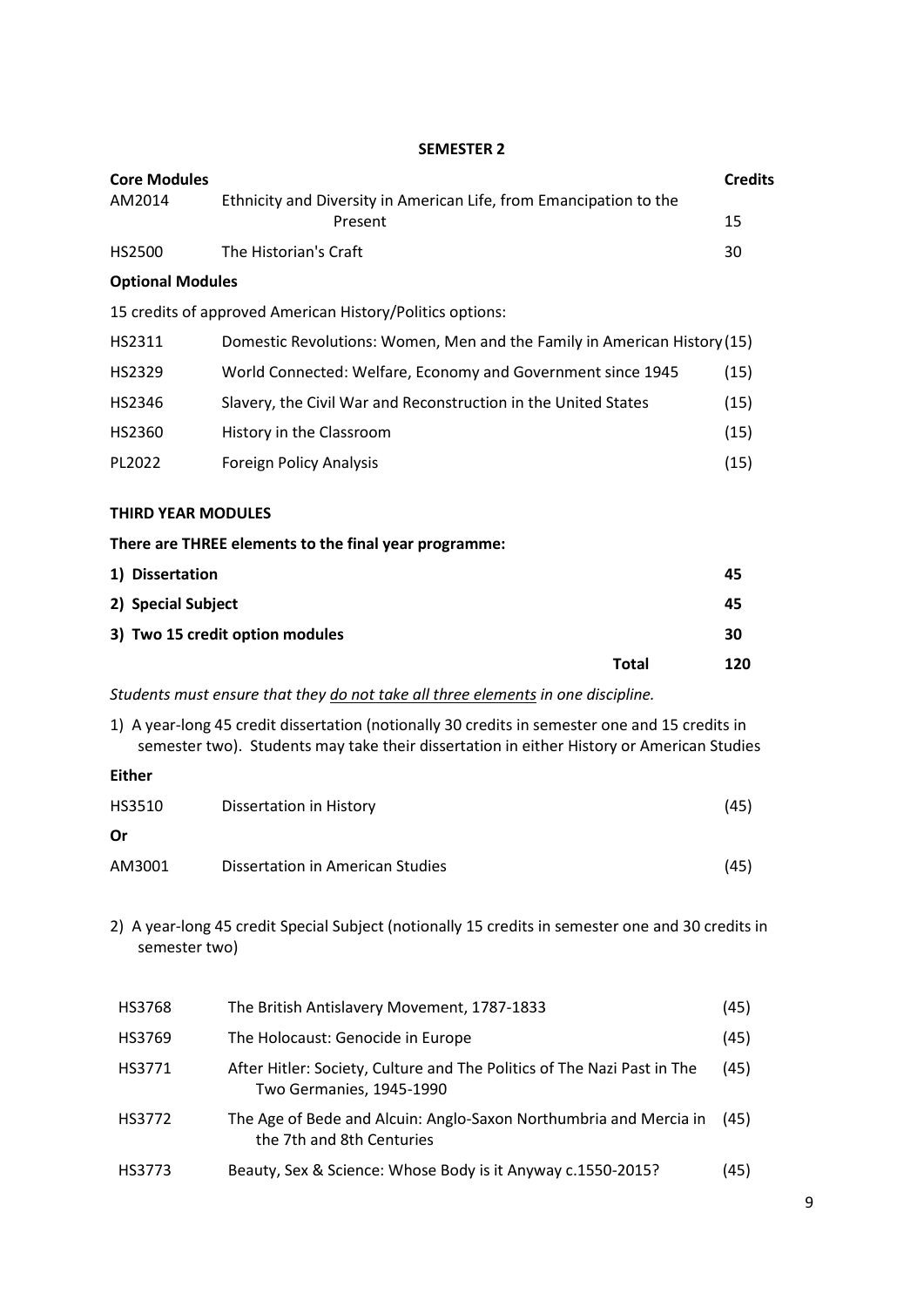**SEMESTER 2**

| Core Modules | | Credits |
|---|---|---|
| AM2014 | Ethnicity and Diversity in American Life, from Emancipation to the Present | 15 |
| HS2500 | The Historian's Craft | 30 |

**Optional Modules**

15 credits of approved American History/Politics options:

| | | |
|---|---|---|
| HS2311 | Domestic Revolutions: Women, Men and the Family in American History | (15) |
| HS2329 | World Connected: Welfare, Economy and Government since 1945 | (15) |
| HS2346 | Slavery, the Civil War and Reconstruction in the United States | (15) |
| HS2360 | History in the Classroom | (15) |
| PL2022 | Foreign Policy Analysis | (15) |

**THIRD YEAR MODULES**

**There are THREE elements to the final year programme:**

| | |
|---|---|
| **1) Dissertation** | **45** |
| **2) Special Subject** | **45** |
| **3) Two 15 credit option modules** | **30** |
| **Total** | **120** |

*Students must ensure that they do not take all three elements in one discipline.*

1) A year-long 45 credit dissertation (notionally 30 credits in semester one and 15 credits in semester two). Students may take their dissertation in either History or American Studies

**Either**

| | | |
|---|---|---|
| HS3510 | Dissertation in History | (45) |

**Or**

| | | |
|---|---|---|
| AM3001 | Dissertation in American Studies | (45) |

2) A year-long 45 credit Special Subject (notionally 15 credits in semester one and 30 credits in semester two)

| | | |
|---|---|---|
| HS3768 | The British Antislavery Movement, 1787-1833 | (45) |
| HS3769 | The Holocaust: Genocide in Europe | (45) |
| HS3771 | After Hitler: Society, Culture and The Politics of The Nazi Past in The Two Germanies, 1945-1990 | (45) |
| HS3772 | The Age of Bede and Alcuin: Anglo-Saxon Northumbria and Mercia in the 7th and 8th Centuries | (45) |
| HS3773 | Beauty, Sex & Science: Whose Body is it Anyway c.1550-2015? | (45) |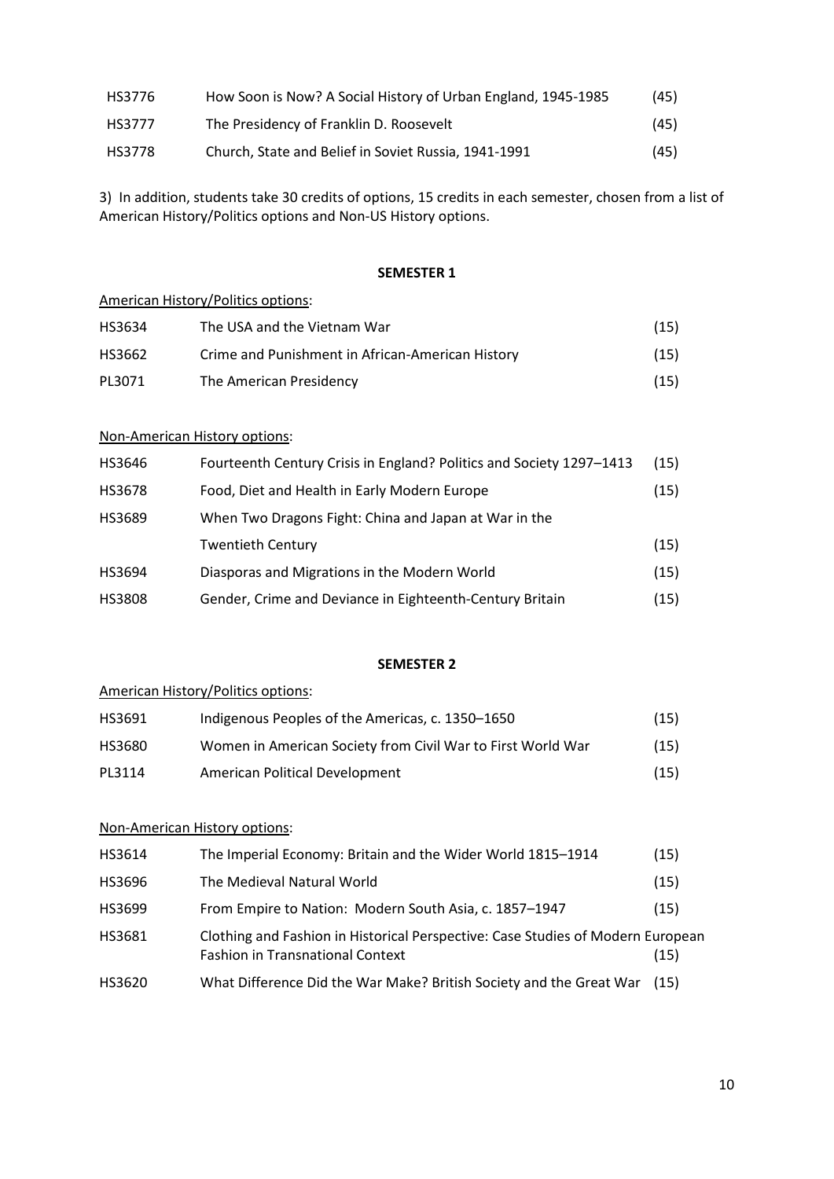| | | |
|---|---|---|
| HS3776 | How Soon is Now? A Social History of Urban England, 1945-1985 | (45) |
| HS3777 | The Presidency of Franklin D. Roosevelt | (45) |
| HS3778 | Church, State and Belief in Soviet Russia, 1941-1991 | (45) |

3) In addition, students take 30 credits of options, 15 credits in each semester, chosen from a list of American History/Politics options and Non-US History options.

**SEMESTER 1**

American History/Politics options:

| | | |
|---|---|---|
| HS3634 | The USA and the Vietnam War | (15) |
| HS3662 | Crime and Punishment in African-American History | (15) |
| PL3071 | The American Presidency | (15) |

Non-American History options:

| | | |
|---|---|---|
| HS3646 | Fourteenth Century Crisis in England? Politics and Society 1297–1413 | (15) |
| HS3678 | Food, Diet and Health in Early Modern Europe | (15) |
| HS3689 | When Two Dragons Fight: China and Japan at War in the Twentieth Century | (15) |
| HS3694 | Diasporas and Migrations in the Modern World | (15) |
| HS3808 | Gender, Crime and Deviance in Eighteenth-Century Britain | (15) |

**SEMESTER 2**

American History/Politics options:

| | | |
|---|---|---|
| HS3691 | Indigenous Peoples of the Americas, c. 1350–1650 | (15) |
| HS3680 | Women in American Society from Civil War to First World War | (15) |
| PL3114 | American Political Development | (15) |

Non-American History options:

| | | |
|---|---|---|
| HS3614 | The Imperial Economy: Britain and the Wider World 1815–1914 | (15) |
| HS3696 | The Medieval Natural World | (15) |
| HS3699 | From Empire to Nation: Modern South Asia, c. 1857–1947 | (15) |
| HS3681 | Clothing and Fashion in Historical Perspective: Case Studies of Modern European Fashion in Transnational Context | (15) |
| HS3620 | What Difference Did the War Make? British Society and the Great War | (15) |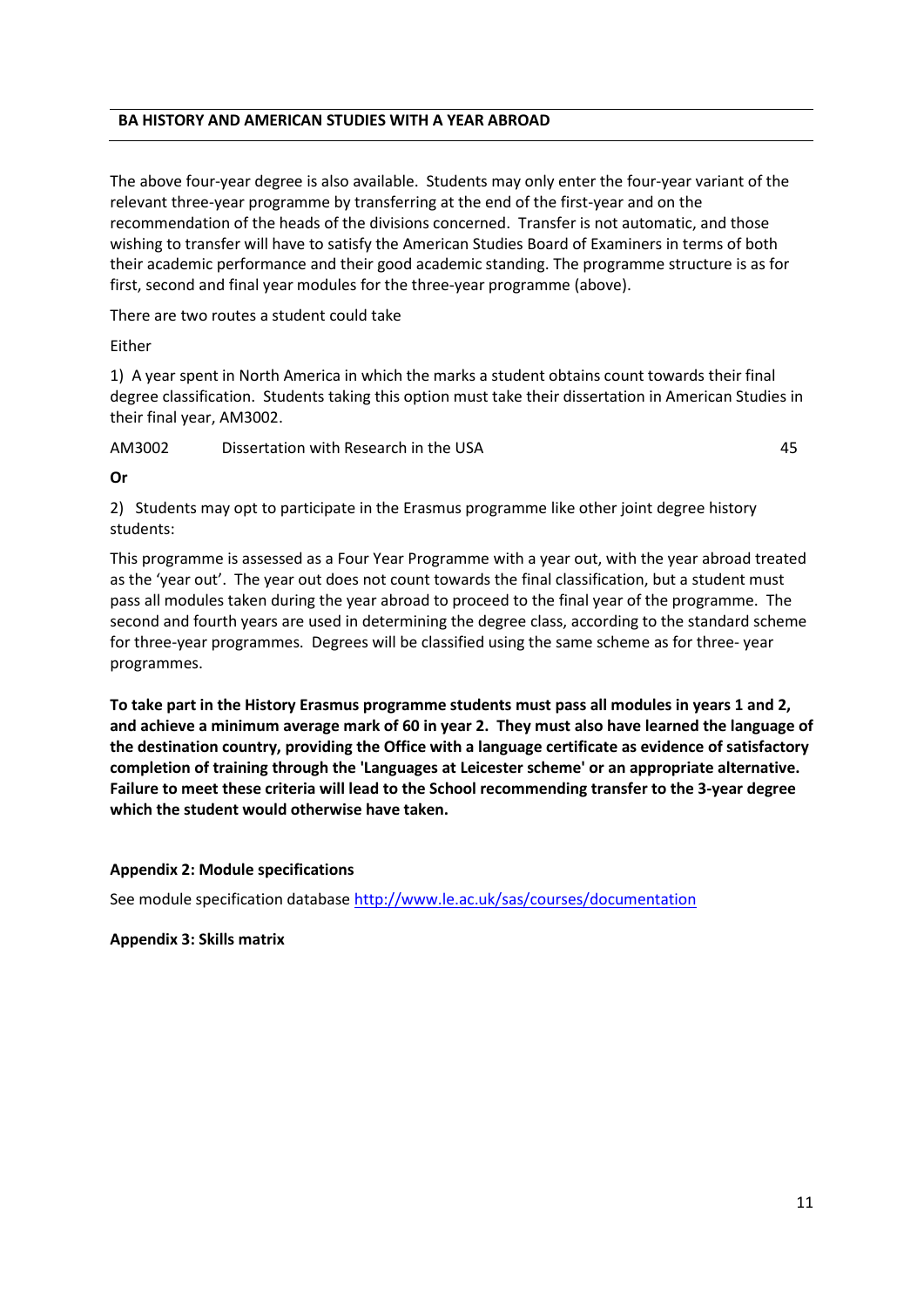## BA HISTORY AND AMERICAN STUDIES WITH A YEAR ABROAD

The above four-year degree is also available. Students may only enter the four-year variant of the relevant three-year programme by transferring at the end of the first-year and on the recommendation of the heads of the divisions concerned. Transfer is not automatic, and those wishing to transfer will have to satisfy the American Studies Board of Examiners in terms of both their academic performance and their good academic standing. The programme structure is as for first, second and final year modules for the three-year programme (above).

There are two routes a student could take

Either

1) A year spent in North America in which the marks a student obtains count towards their final degree classification. Students taking this option must take their dissertation in American Studies in their final year, AM3002.

| | | |
|---|---|---|
| AM3002 | Dissertation with Research in the USA | 45 |

**Or**

2) Students may opt to participate in the Erasmus programme like other joint degree history students:

This programme is assessed as a Four Year Programme with a year out, with the year abroad treated as the 'year out'. The year out does not count towards the final classification, but a student must pass all modules taken during the year abroad to proceed to the final year of the programme. The second and fourth years are used in determining the degree class, according to the standard scheme for three-year programmes. Degrees will be classified using the same scheme as for three- year programmes.

**To take part in the History Erasmus programme students must pass all modules in years 1 and 2, and achieve a minimum average mark of 60 in year 2. They must also have learned the language of the destination country, providing the Office with a language certificate as evidence of satisfactory completion of training through the 'Languages at Leicester scheme' or an appropriate alternative. Failure to meet these criteria will lead to the School recommending transfer to the 3-year degree which the student would otherwise have taken.**

**Appendix 2: Module specifications**

See module specification database http://www.le.ac.uk/sas/courses/documentation

**Appendix 3: Skills matrix**